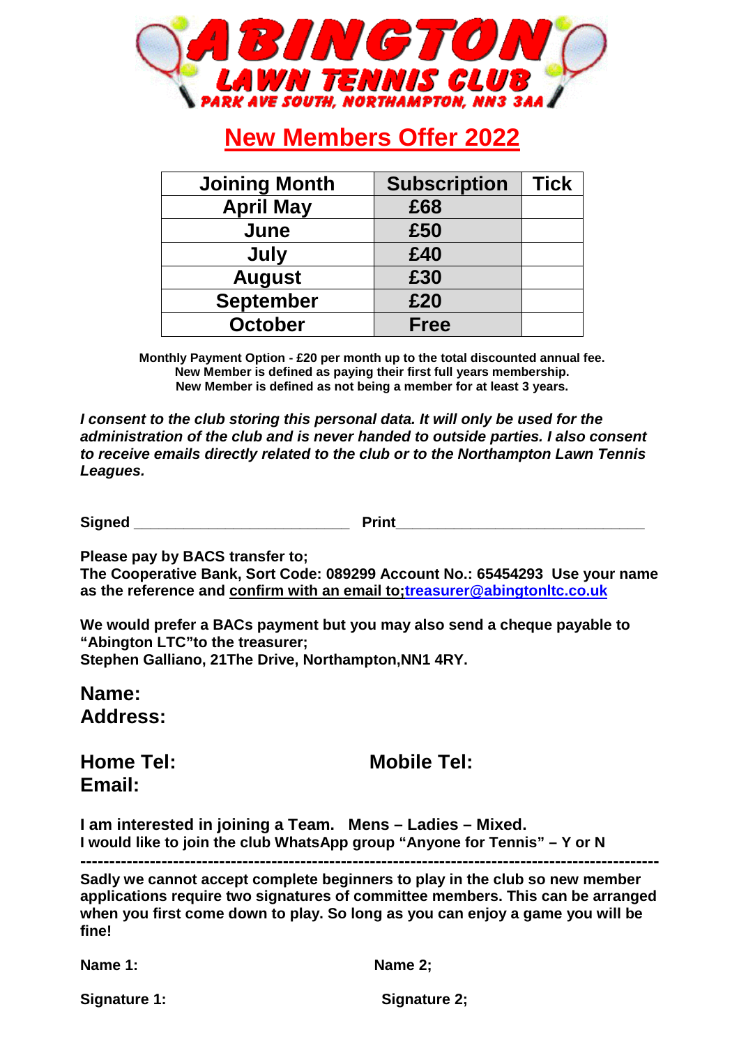# ABINGTON

## LAWN TENNIS CLUB

PARK AVE SOUTH, NORTHAMPTON, NN3 3AA

## New Members Offer 2022

| Joining Month | Subscription | Tick |
|---|---|---|
| April May | £68 | |
| June | £50 | |
| July | £40 | |
| August | £30 | |
| September | £20 | |
| October | Free | |

**Monthly Payment Option - £20 per month up to the total discounted annual fee.**
**New Member is defined as paying their first full years membership.**
**New Member is defined as not being a member for at least 3 years.**

***I consent to the club storing this personal data. It will only be used for the administration of the club and is never handed to outside parties. I also consent to receive emails directly related to the club or to the Northampton Lawn Tennis Leagues.***

**Signed** ________________________ **Print**____________________________

**Please pay by BACS transfer to;**
**The Cooperative Bank, Sort Code: 089299 Account No.: 65454293 Use your name as the reference and confirm with an email to;treasurer@abingtonltc.co.uk**

**We would prefer a BACs payment but you may also send a cheque payable to "Abington LTC"to the treasurer;**
**Stephen Galliano, 21The Drive, Northampton,NN1 4RY.**

**Name:**
**Address:**

**Home Tel:** **Mobile Tel:**
**Email:**

**I am interested in joining a Team. Mens – Ladies – Mixed.**
**I would like to join the club WhatsApp group "Anyone for Tennis" – Y or N**

---

**Sadly we cannot accept complete beginners to play in the club so new member applications require two signatures of committee members. This can be arranged when you first come down to play. So long as you can enjoy a game you will be fine!**

**Name 1:** **Name 2;**

**Signature 1:** **Signature 2;**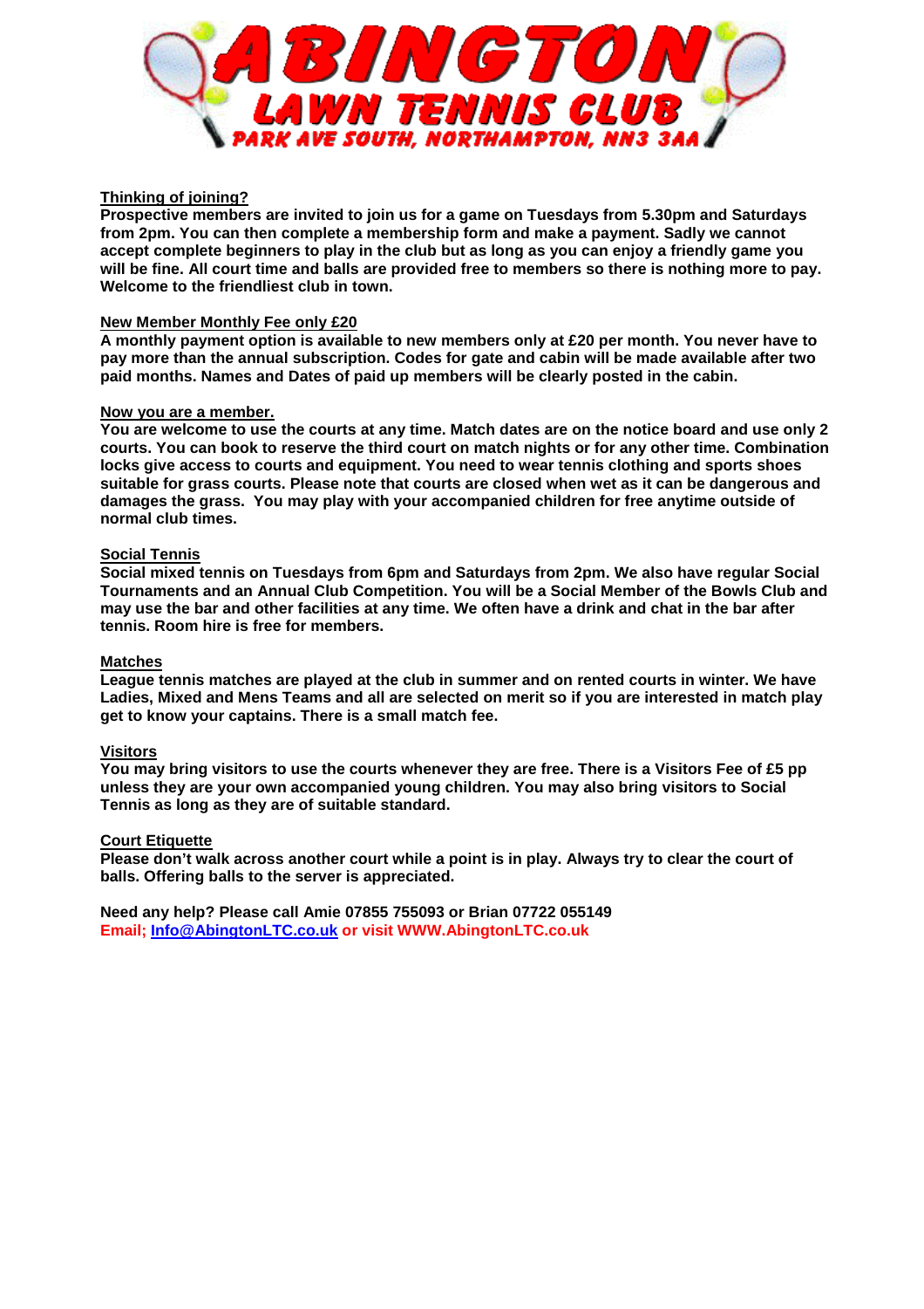# ABINGTON LAWN TENNIS CLUB

**PARK AVE SOUTH, NORTHAMPTON, NN3 3AA**

**Thinking of joining?**

**Prospective members are invited to join us for a game on Tuesdays from 5.30pm and Saturdays from 2pm. You can then complete a membership form and make a payment. Sadly we cannot accept complete beginners to play in the club but as long as you can enjoy a friendly game you will be fine. All court time and balls are provided free to members so there is nothing more to pay. Welcome to the friendliest club in town.**

**New Member Monthly Fee only £20**

**A monthly payment option is available to new members only at £20 per month. You never have to pay more than the annual subscription. Codes for gate and cabin will be made available after two paid months. Names and Dates of paid up members will be clearly posted in the cabin.**

**Now you are a member.**

**You are welcome to use the courts at any time. Match dates are on the notice board and use only 2 courts. You can book to reserve the third court on match nights or for any other time. Combination locks give access to courts and equipment. You need to wear tennis clothing and sports shoes suitable for grass courts. Please note that courts are closed when wet as it can be dangerous and damages the grass. You may play with your accompanied children for free anytime outside of normal club times.**

**Social Tennis**

**Social mixed tennis on Tuesdays from 6pm and Saturdays from 2pm. We also have regular Social Tournaments and an Annual Club Competition. You will be a Social Member of the Bowls Club and may use the bar and other facilities at any time. We often have a drink and chat in the bar after tennis. Room hire is free for members.**

**Matches**

**League tennis matches are played at the club in summer and on rented courts in winter. We have Ladies, Mixed and Mens Teams and all are selected on merit so if you are interested in match play get to know your captains. There is a small match fee.**

**Visitors**

**You may bring visitors to use the courts whenever they are free. There is a Visitors Fee of £5 pp unless they are your own accompanied young children. You may also bring visitors to Social Tennis as long as they are of suitable standard.**

**Court Etiquette**

**Please don't walk across another court while a point is in play. Always try to clear the court of balls. Offering balls to the server is appreciated.**

**Need any help? Please call Amie 07855 755093 or Brian 07722 055149**
**Email; Info@AbingtonLTC.co.uk or visit WWW.AbingtonLTC.co.uk**